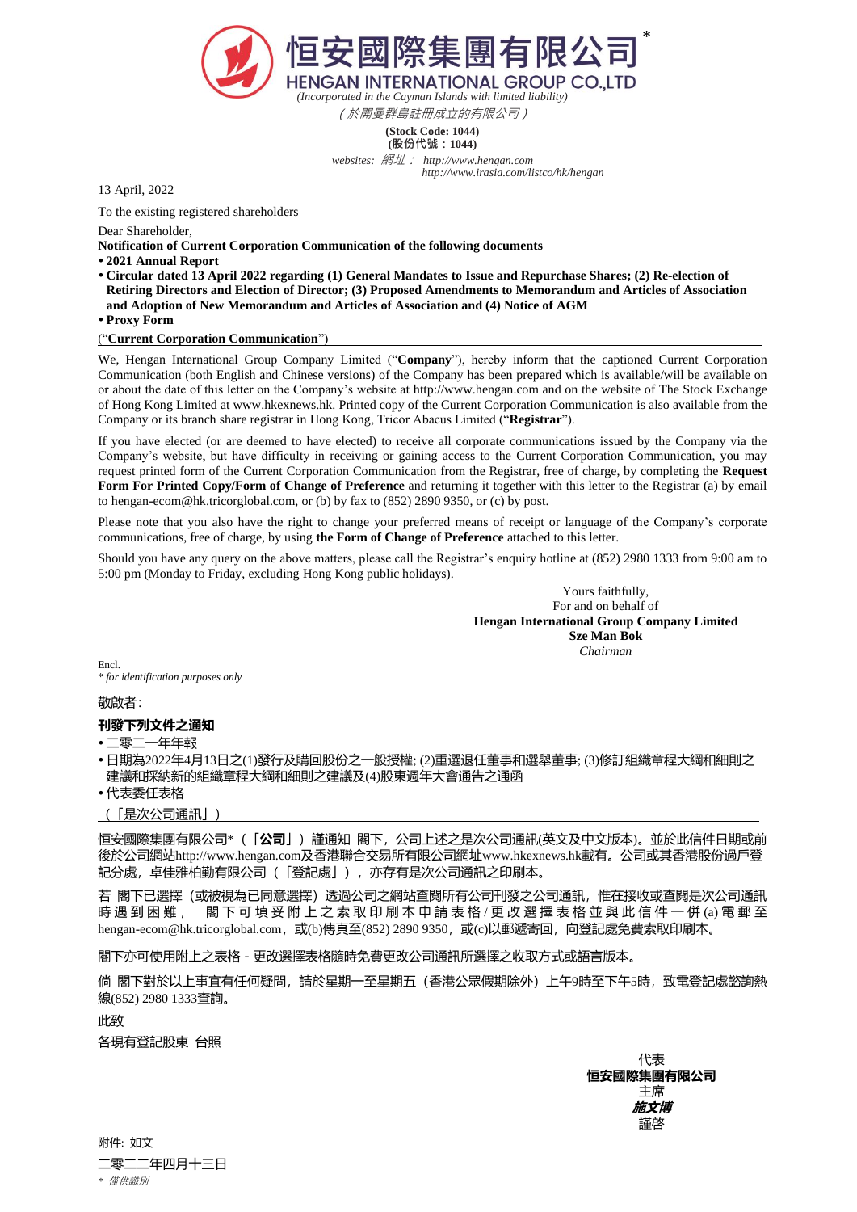# 恒安國際集團有限公司*

## HENGAN INTERNATIONAL GROUP CO.,LTD

*(Incorporated in the Cayman Islands with limited liability)*

*（於開曼群島註冊成立的有限公司）*

**(Stock Code: 1044)**
**(股份代號：1044)**

*websites: 網址： http://www.hengan.com*
*http://www.irasia.com/listco/hk/hengan*

13 April, 2022

To the existing registered shareholders

Dear Shareholder,

**Notification of Current Corporation Communication of the following documents**

- **2021 Annual Report**
- **Circular dated 13 April 2022 regarding (1) General Mandates to Issue and Repurchase Shares; (2) Re-election of Retiring Directors and Election of Director; (3) Proposed Amendments to Memorandum and Articles of Association and Adoption of New Memorandum and Articles of Association and (4) Notice of AGM**
- **Proxy Form**

(“**Current Corporation Communication**”)

We, Hengan International Group Company Limited (“**Company**”), hereby inform that the captioned Current Corporation Communication (both English and Chinese versions) of the Company has been prepared which is available/will be available on or about the date of this letter on the Company’s website at http://www.hengan.com and on the website of The Stock Exchange of Hong Kong Limited at www.hkexnews.hk. Printed copy of the Current Corporation Communication is also available from the Company or its branch share registrar in Hong Kong, Tricor Abacus Limited (“**Registrar**”).

If you have elected (or are deemed to have elected) to receive all corporate communications issued by the Company via the Company’s website, but have difficulty in receiving or gaining access to the Current Corporation Communication, you may request printed form of the Current Corporation Communication from the Registrar, free of charge, by completing the **Request Form For Printed Copy/Form of Change of Preference** and returning it together with this letter to the Registrar (a) by email to hengan-ecom@hk.tricorglobal.com, or (b) by fax to (852) 2890 9350, or (c) by post.

Please note that you also have the right to change your preferred means of receipt or language of the Company’s corporate communications, free of charge, by using **the Form of Change of Preference** attached to this letter.

Should you have any query on the above matters, please call the Registrar’s enquiry hotline at (852) 2980 1333 from 9:00 am to 5:00 pm (Monday to Friday, excluding Hong Kong public holidays).

Yours faithfully,
For and on behalf of
**Hengan International Group Company Limited**
**Sze Man Bok**
*Chairman*

Encl.

\* *for identification purposes only*

敬啟者：

**刊發下列文件之通知**

- 二零二一年年報
- 日期為2022年4月13日之(1)發行及購回股份之一般授權; (2)重選退任董事和選舉董事; (3)修訂組織章程大綱和細則之建議和採納新的組織章程大綱和細則之建議及(4)股東週年大會通告之通函
- 代表委任表格

（「是次公司通訊」）

恒安國際集團有限公司*（「**公司**」）謹通知 閣下，公司上述之是次公司通訊(英文及中文版本)。並於此信件日期或前後於公司網站http://www.hengan.com及香港聯合交易所有限公司網址www.hkexnews.hk載有。公司或其香港股份過戶登記分處，卓佳雅柏勤有限公司（「登記處」），亦存有是次公司通訊之印刷本。

若 閣下已選擇（或被視為已同意選擇）透過公司之網站查閱所有公司刊發之公司通訊，惟在接收或查閱是次公司通訊時遇到困難， 閣下可填妥附上之索取印刷本申請表格/更改選擇表格並與此信件一併(a)電郵至hengan-ecom@hk.tricorglobal.com，或(b)傳真至(852) 2890 9350，或(c)以郵遞寄回，向登記處免費索取印刷本。

閣下亦可使用附上之表格 - 更改選擇表格隨時免費更改公司通訊所選擇之收取方式或語言版本。

倘 閣下對於以上事宜有任何疑問，請於星期一至星期五（香港公眾假期除外）上午9時至下午5時，致電登記處諮詢熱線(852) 2980 1333查詢。

此致

各現有登記股東 台照

代表
**恒安國際集團有限公司**
主席
***施文博***
謹啓

附件: 如文

二零二二年四月十三日

\* *僅供識別*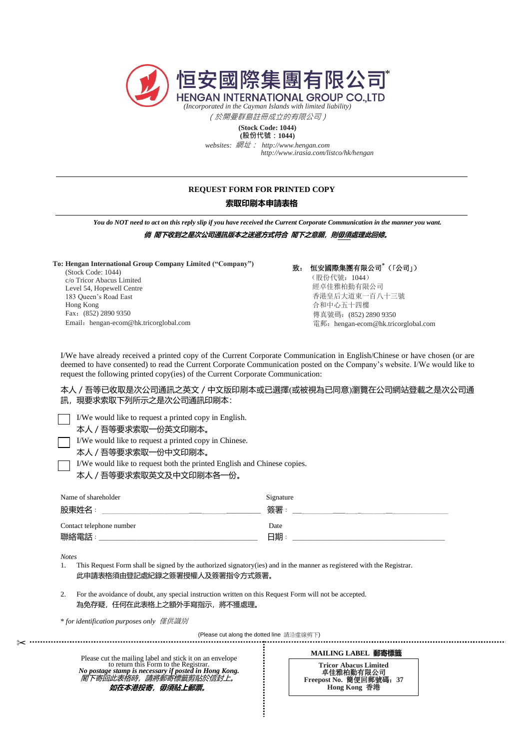# 恒安國際集團有限公司*

**HENGAN INTERNATIONAL GROUP CO.,LTD**

*(Incorporated in the Cayman Islands with limited liability)*

*（於開曼群島註冊成立的有限公司）*

**(Stock Code: 1044)**
**(股份代號：1044)**

*websites: 網址：* *http://www.hengan.com*
*http://www.irasia.com/listco/hk/hengan*

---

## REQUEST FORM FOR PRINTED COPY
## 索取印刷本申請表格

---

***You do NOT need to act on this reply slip if you have received the Current Corporate Communication in the manner you want.***

***倘 閣下收到之是次公司通訊版本之送遞方式符合 閣下之意願，則毋須處理此回條。***

**To: Hengan International Group Company Limited (“Company”)**
(Stock Code: 1044)
c/o Tricor Abacus Limited
Level 54, Hopewell Centre
183 Queen’s Road East
Hong Kong
Fax: (852) 2890 9350
Email: hengan-ecom@hk.tricorglobal.com

**致： 恒安國際集團有限公司*（「公司」）**
（股份代號：1044）
經卓佳雅柏勤有限公司
香港皇后大道東一百八十三號
合和中心五十四樓
傳真號碼：(852) 2890 9350
電郵：hengan-ecom@hk.tricorglobal.com

I/We have already received a printed copy of the Current Corporate Communication in English/Chinese or have chosen (or are deemed to have consented) to read the Current Corporate Communication posted on the Company’s website. I/We would like to request the following printed copy(ies) of the Current Corporate Communication:

本人／吾等已收取是次公司通訊之英文／中文版印刷本或已選擇(或被視為已同意)瀏覽在公司網站登載之是次公司通訊，現要求索取下列所示之是次公司通訊印刷本：

- ☐ I/We would like to request a printed copy in English.
  本人／吾等要求索取一份英文印刷本。
- ☐ I/We would like to request a printed copy in Chinese.
  本人／吾等要求索取一份中文印刷本。
- ☐ I/We would like to request both the printed English and Chinese copies.
  本人／吾等要求索取英文及中文印刷本各一份。

Name of shareholder
股東姓名：______________________________

Signature
簽署：______________________________

Contact telephone number
聯絡電話：______________________________

Date
日期：______________________________

*Notes*

1. This Request Form shall be signed by the authorized signatory(ies) and in the manner as registered with the Registrar.
   此申請表格須由登記處紀錄之簽署授權人及簽署指令方式簽署。

2. For the avoidance of doubt, any special instruction written on this Request Form will not be accepted.
   為免存疑，任何在此表格上之額外手寫指示，將不獲處理。

\* *for identification purposes only 僅供識別*

(Please cut along the dotted line 請沿虛線剪下)

Please cut the mailing label and stick it on an envelope to return this Form to the Registrar.
***No postage stamp is necessary if posted in Hong Kong.***
*閣下寄回此表格時，請將郵寄標籤剪貼於信封上。*
***如在本港投寄，毋須貼上郵票。***

**MAILING LABEL 郵寄標籤**

**Tricor Abacus Limited**
**卓佳雅柏勤有限公司**
**Freepost No. 簡便回郵號碼：37**
**Hong Kong 香港**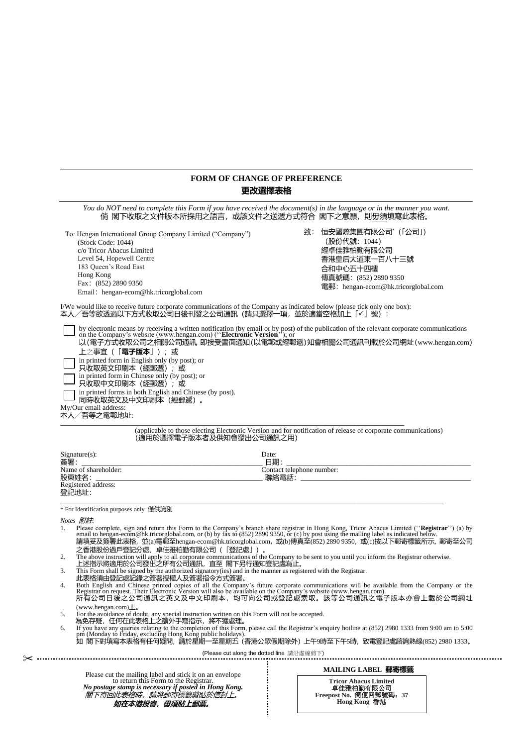# FORM OF CHANGE OF PREFERENCE
# 更改選擇表格

*You do NOT need to complete this Form if you have received the document(s) in the language or in the manner you want.*
倘 閣下收取之文件版本所採用之語言，或該文件之送遞方式符合 閣下之意願，則毋須填寫此表格。

To: Hengan International Group Company Limited ("Company")
(Stock Code: 1044)
c/o Tricor Abacus Limited
Level 54, Hopewell Centre
183 Queen's Road East
Hong Kong
Fax: (852) 2890 9350
Email: hengan-ecom@hk.tricorglobal.com

致： 恒安國際集團有限公司*（「公司」）
（股份代號：1044）
經卓佳雅柏勤有限公司
香港皇后大道東一百八十三號
合和中心五十四樓
傳真號碼：(852) 2890 9350
電郵：hengan-ecom@hk.tricorglobal.com

I/We would like to receive future corporate communications of the Company as indicated below (please tick only one box):
本人╱吾等欲透過以下方式收取公司日後刊發之公司通訊（請只選擇一項，並於適當空格加上「✓」號）：

☐ by electronic means by receiving a written notification (by email or by post) of the publication of the relevant corporate communications on the Company's website (www.hengan.com) ("**Electronic Version**"); or
以(電子方式收取公司之相關公司通訊，即接受書面通知(以電郵或經郵遞)知會相關公司通訊刊載於公司網址(www.hengan.com)上之事宜（「**電子版本**」）；或

☐ in printed form in English only (by post); or
只收取英文印刷本（經郵遞）；或

☐ in printed form in Chinese only (by post); or
只收取中文印刷本（經郵遞）；或

☐ in printed forms in both English and Chinese (by post).
同時收取英文及中文印刷本（經郵遞）。

My/Our email address:
本人╱吾等之電郵地址:

\_\_\_\_\_\_\_\_\_\_\_\_\_\_\_\_\_\_\_\_\_\_\_\_\_\_\_\_\_\_\_\_\_\_\_\_\_\_\_\_

(applicable to those electing Electronic Version and for notification of release of corporate communications)
（適用於選擇電子版本者及供知會發出公司通訊之用）

Signature(s):
簽署：\_\_\_\_\_\_\_\_\_\_\_\_\_\_\_\_\_\_\_\_

Date:
日期：\_\_\_\_\_\_\_\_\_\_\_\_\_\_\_\_\_\_\_\_

Name of shareholder:
股東姓名：\_\_\_\_\_\_\_\_\_\_\_\_\_\_\_\_\_\_\_\_

Contact telephone number:
聯絡電話：\_\_\_\_\_\_\_\_\_\_\_\_\_\_\_\_\_\_\_\_

Registered address:
登記地址：

\_\_\_\_\_\_\_\_\_\_\_\_\_\_\_\_\_\_\_\_\_\_\_\_\_\_\_\_\_\_\_\_\_\_\_\_\_\_\_\_

\* For Identification purposes only 僅供識別

*Notes 附註:*

1. Please complete, sign and return this Form to the Company's branch share registrar in Hong Kong, Tricor Abacus Limited ("**Registrar**") (a) by email to hengan-ecom@hk.tricorglobal.com, or (b) by fax to (852) 2890 9350, or (c) by post using the mailing label as indicated below.
請填妥及簽署此表格，並(a)電郵至hengan-ecom@hk.tricorglobal.com，或(b)傳真至(852) 2890 9350，或(c)按以下郵寄標籤所示，郵寄至公司之香港股份過戶登記分處，卓佳雅柏勤有限公司（「登記處」）。
2. The above instruction will apply to all corporate communications of the Company to be sent to you until you inform the Registrar otherwise.
上述指示將適用於公司發出之所有公司通訊，直至 閣下另行通知登記處為止。
3. This Form shall be signed by the authorized signatory(ies) and in the manner as registered with the Registrar.
此表格須由登記處記錄之簽署授權人及簽署指令方式簽署。
4. Both English and Chinese printed copies of all the Company's future corporate communications will be available from the Company or the Registrar on request. Their Electronic Version will also be available on the Company's website (www.hengan.com).
所有公司日後之公司通訊之英文及中文印刷本，均可向公司或登記處索取。該等公司通訊之電子版本亦會上載於公司網址(www.hengan.com)上。
5. For the avoidance of doubt, any special instruction written on this Form will not be accepted.
為免存疑，任何在此表格上之額外手寫指示，將不獲處理。
6. If you have any queries relating to the completion of this Form, please call the Registrar's enquiry hotline at (852) 2980 1333 from 9:00 am to 5:00 pm (Monday to Friday, excluding Hong Kong public holidays).
如 閣下對填寫本表格有任何疑問，請於星期一至星期五（香港公眾假期除外）上午9時至下午5時，致電登記處諮詢熱線(852) 2980 1333。

(Please cut along the dotted line 請沿虛線剪下)

Please cut the mailing label and stick it on an envelope to return this Form to the Registrar.
***No postage stamp is necessary if posted in Hong Kong.***
*閣下寄回此表格時，請將郵寄標籤剪貼於信封上。*
***如在本港投寄，毋須貼上郵票。***

**MAILING LABEL 郵寄標籤**

**Tricor Abacus Limited**
**卓佳雅柏勤有限公司**
**Freepost No. 簡便回郵號碼：37**
**Hong Kong 香港**